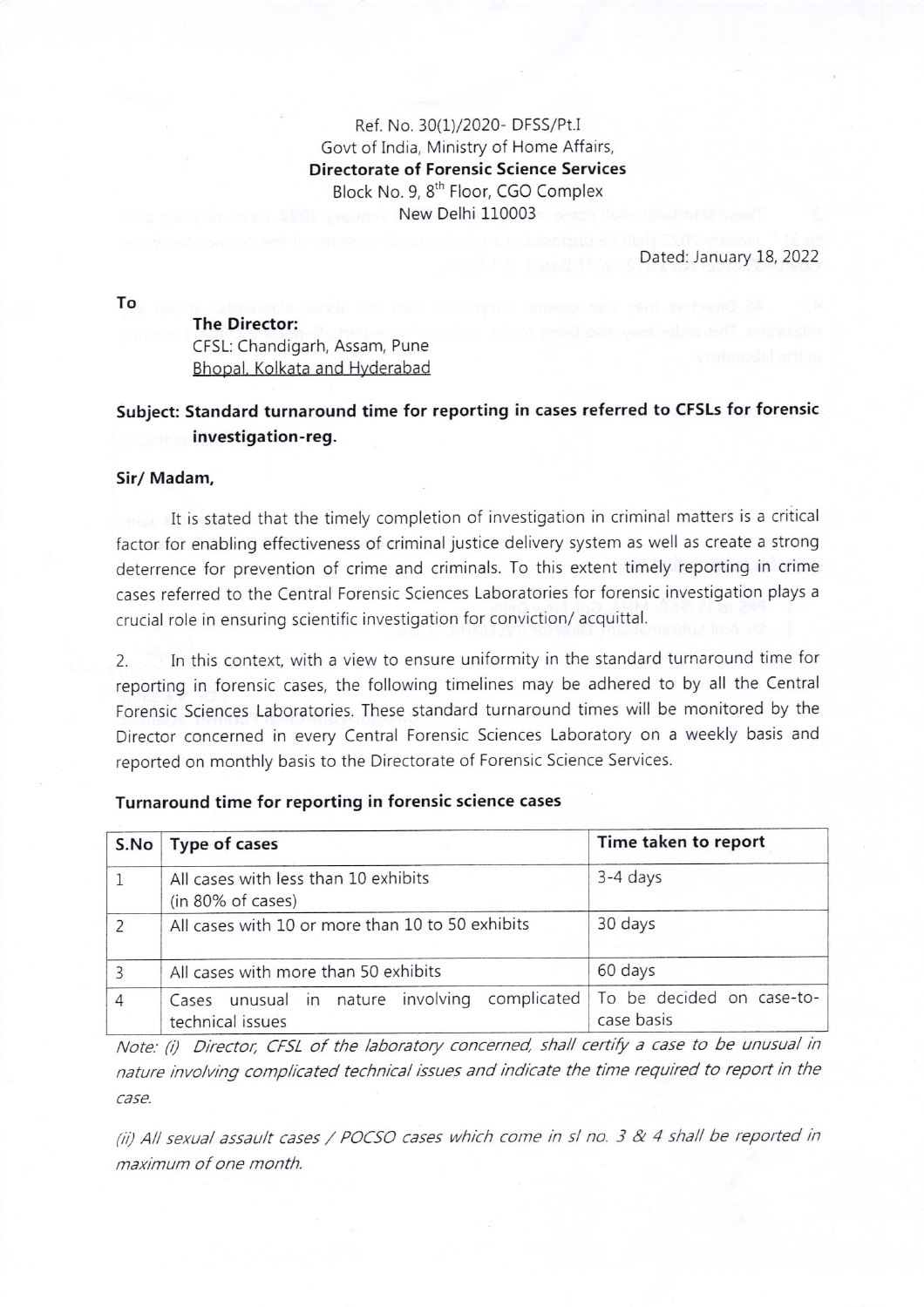Ref. No. 30(1)/2020- DFSS/Pt.I
Govt of India, Ministry of Home Affairs,
**Directorate of Forensic Science Services**
Block No. 9, 8th Floor, CGO Complex
New Delhi 110003

Dated: January 18, 2022

To

**The Director:**
CFSL: Chandigarh, Assam, Pune
Bhopal, Kolkata and Hyderabad

**Subject: Standard turnaround time for reporting in cases referred to CFSLs for forensic investigation-reg.**

**Sir/ Madam,**

It is stated that the timely completion of investigation in criminal matters is a critical factor for enabling effectiveness of criminal justice delivery system as well as create a strong deterrence for prevention of crime and criminals. To this extent timely reporting in crime cases referred to the Central Forensic Sciences Laboratories for forensic investigation plays a crucial role in ensuring scientific investigation for conviction/ acquittal.

2. In this context, with a view to ensure uniformity in the standard turnaround time for reporting in forensic cases, the following timelines may be adhered to by all the Central Forensic Sciences Laboratories. These standard turnaround times will be monitored by the Director concerned in every Central Forensic Sciences Laboratory on a weekly basis and reported on monthly basis to the Directorate of Forensic Science Services.

**Turnaround time for reporting in forensic science cases**

| S.No | Type of cases | Time taken to report |
|---|---|---|
| 1 | All cases with less than 10 exhibits (in 80% of cases) | 3-4 days |
| 2 | All cases with 10 or more than 10 to 50 exhibits | 30 days |
| 3 | All cases with more than 50 exhibits | 60 days |
| 4 | Cases unusual in nature involving complicated technical issues | To be decided on case-to-case basis |

*Note: (i) Director, CFSL of the laboratory concerned, shall certify a case to be unusual in nature involving complicated technical issues and indicate the time required to report in the case.*

*(ii) All sexual assault cases / POCSO cases which come in sl no. 3 & 4 shall be reported in maximum of one month.*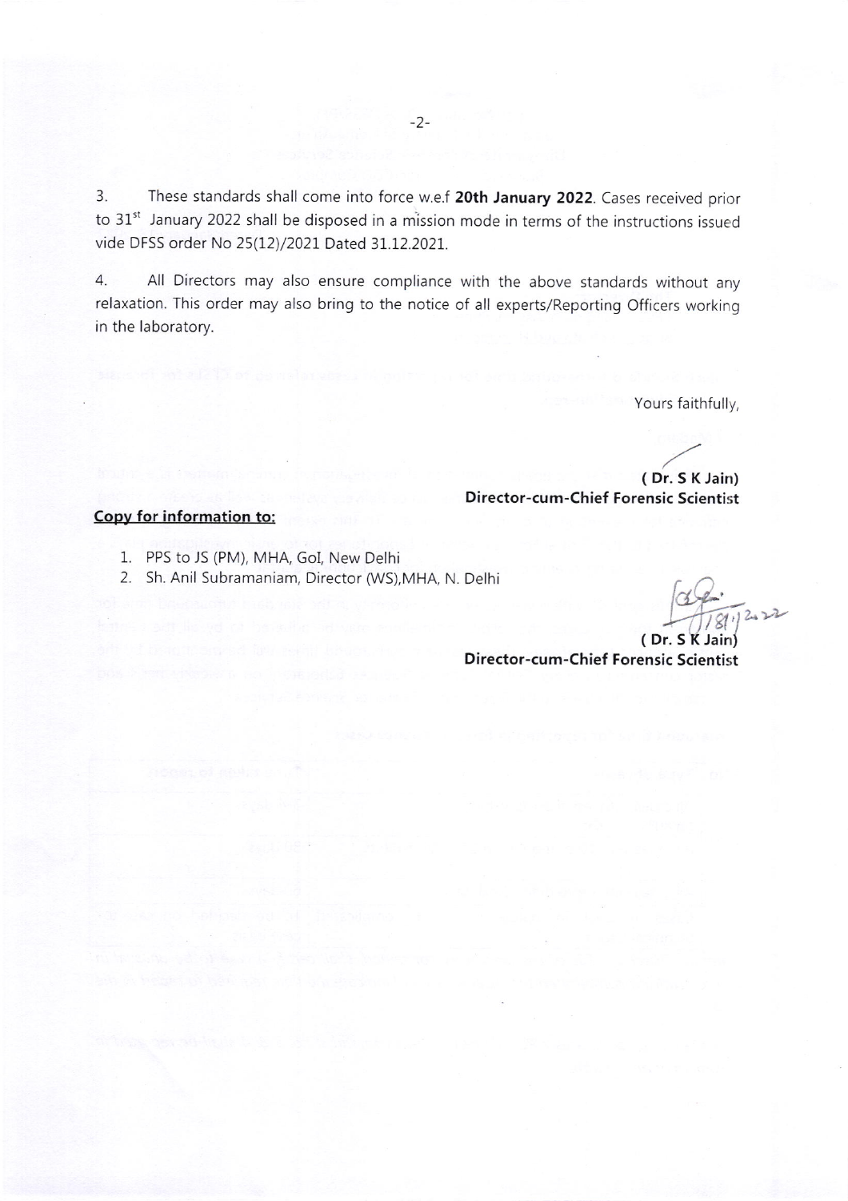3. These standards shall come into force w.e.f **20th January 2022**. Cases received prior to 31st January 2022 shall be disposed in a mission mode in terms of the instructions issued vide DFSS order No 25(12)/2021 Dated 31.12.2021.

4. All Directors may also ensure compliance with the above standards without any relaxation. This order may also bring to the notice of all experts/Reporting Officers working in the laboratory.

Yours faithfully,

**( Dr. S K Jain)**
**Director-cum-Chief Forensic Scientist**

**Copy for information to:**

1. PPS to JS (PM), MHA, GoI, New Delhi
2. Sh. Anil Subramaniam, Director (WS),MHA, N. Delhi

18/1/2022

**( Dr. S K Jain)**
**Director-cum-Chief Forensic Scientist**